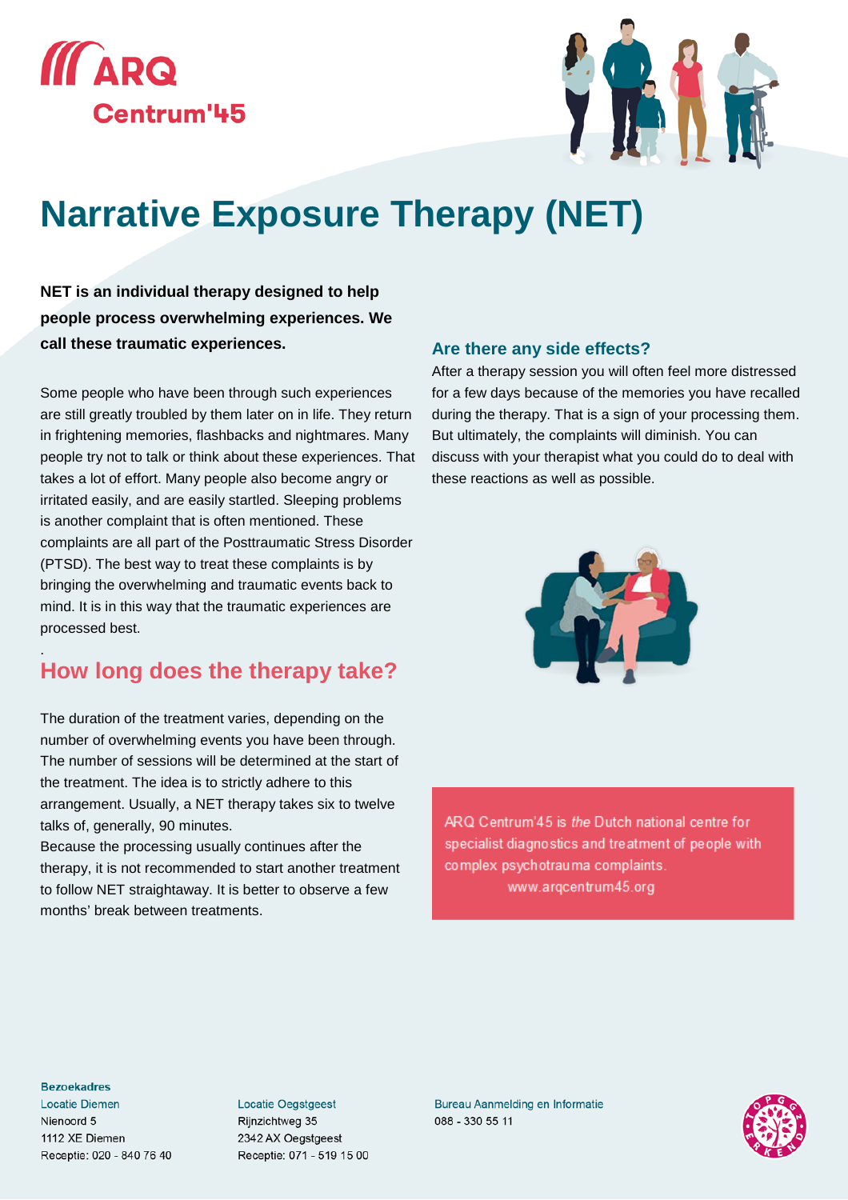ARQ Centrum'45

# Narrative Exposure Therapy (NET)

**NET is an individual therapy designed to help people process overwhelming experiences. We call these traumatic experiences.**

Some people who have been through such experiences are still greatly troubled by them later on in life. They return in frightening memories, flashbacks and nightmares. Many people try not to talk or think about these experiences. That takes a lot of effort. Many people also become angry or irritated easily, and are easily startled. Sleeping problems is another complaint that is often mentioned. These complaints are all part of the Posttraumatic Stress Disorder (PTSD). The best way to treat these complaints is by bringing the overwhelming and traumatic events back to mind. It is in this way that the traumatic experiences are processed best.

.

## How long does the therapy take?

The duration of the treatment varies, depending on the number of overwhelming events you have been through. The number of sessions will be determined at the start of the treatment. The idea is to strictly adhere to this arrangement. Usually, a NET therapy takes six to twelve talks of, generally, 90 minutes.
Because the processing usually continues after the therapy, it is not recommended to start another treatment to follow NET straightaway. It is better to observe a few months' break between treatments.

### Are there any side effects?

After a therapy session you will often feel more distressed for a few days because of the memories you have recalled during the therapy. That is a sign of your processing them. But ultimately, the complaints will diminish. You can discuss with your therapist what you could do to deal with these reactions as well as possible.

ARQ Centrum'45 is *the* Dutch national centre for specialist diagnostics and treatment of people with complex psychotrauma complaints.
www.arqcentrum45.org

**Bezoekadres**

Locatie Diemen
Nienoord 5
1112 XE Diemen
Receptie: 020 - 840 76 40

Locatie Oegstgeest
Rijnzichtweg 35
2342 AX Oegstgeest
Receptie: 071 - 519 15 00

Bureau Aanmelding en Informatie
088 - 330 55 11

TOP GGZ ERKEND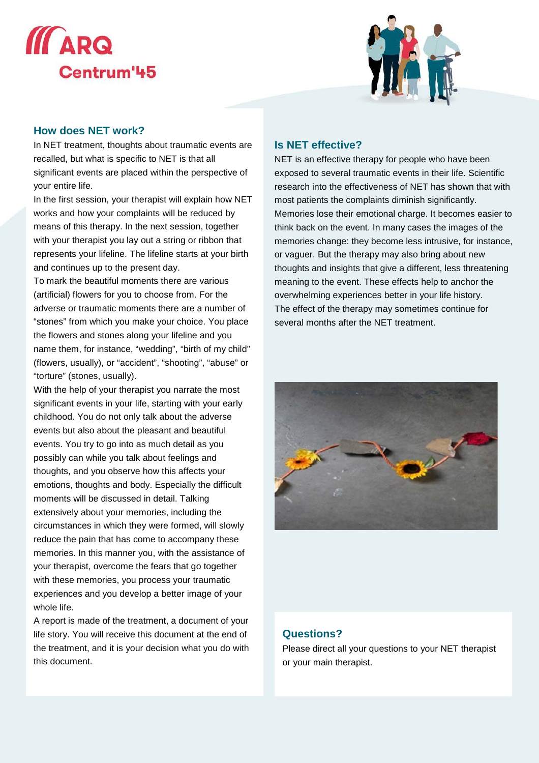## How does NET work?

In NET treatment, thoughts about traumatic events are recalled, but what is specific to NET is that all significant events are placed within the perspective of your entire life.

In the first session, your therapist will explain how NET works and how your complaints will be reduced by means of this therapy. In the next session, together with your therapist you lay out a string or ribbon that represents your lifeline. The lifeline starts at your birth and continues up to the present day.

To mark the beautiful moments there are various (artificial) flowers for you to choose from. For the adverse or traumatic moments there are a number of "stones" from which you make your choice. You place the flowers and stones along your lifeline and you name them, for instance, "wedding", "birth of my child" (flowers, usually), or "accident", "shooting", "abuse" or "torture" (stones, usually).

With the help of your therapist you narrate the most significant events in your life, starting with your early childhood. You do not only talk about the adverse events but also about the pleasant and beautiful events. You try to go into as much detail as you possibly can while you talk about feelings and thoughts, and you observe how this affects your emotions, thoughts and body. Especially the difficult moments will be discussed in detail. Talking extensively about your memories, including the circumstances in which they were formed, will slowly reduce the pain that has come to accompany these memories. In this manner you, with the assistance of your therapist, overcome the fears that go together with these memories, you process your traumatic experiences and you develop a better image of your whole life.

A report is made of the treatment, a document of your life story. You will receive this document at the end of the treatment, and it is your decision what you do with this document.

## Is NET effective?

NET is an effective therapy for people who have been exposed to several traumatic events in their life. Scientific research into the effectiveness of NET has shown that with most patients the complaints diminish significantly. Memories lose their emotional charge. It becomes easier to think back on the event. In many cases the images of the memories change: they become less intrusive, for instance, or vaguer. But the therapy may also bring about new thoughts and insights that give a different, less threatening meaning to the event. These effects help to anchor the overwhelming experiences better in your life history.

The effect of the therapy may sometimes continue for several months after the NET treatment.

## Questions?

Please direct all your questions to your NET therapist or your main therapist.